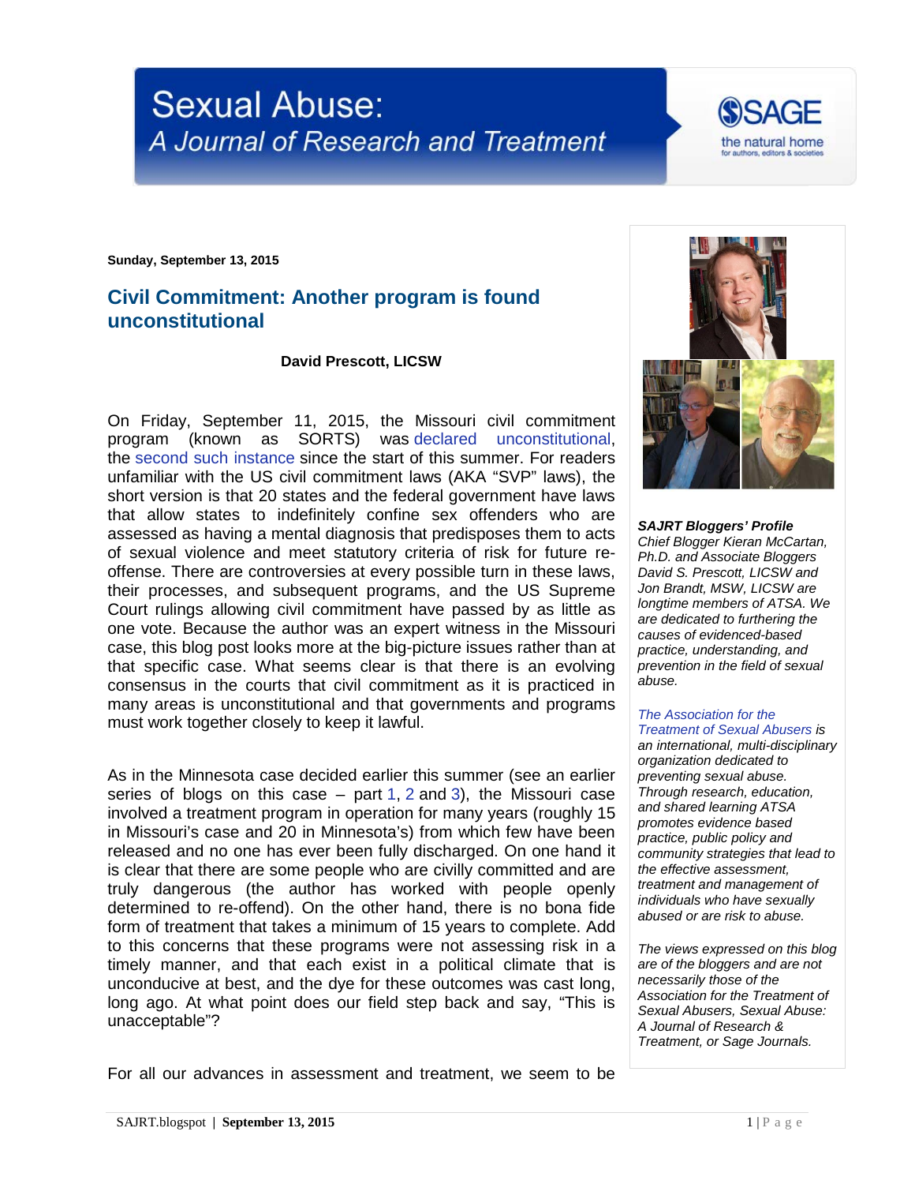# Sexual Abuse: *A Journal of Research and Treatment*

**Sunday, September 13, 2015**

## Civil Commitment: Another program is found unconstitutional

**David Prescott, LICSW**

On Friday, September 11, 2015, the Missouri civil commitment program (known as SORTS) was declared unconstitutional, the second such instance since the start of this summer. For readers unfamiliar with the US civil commitment laws (AKA "SVP" laws), the short version is that 20 states and the federal government have laws that allow states to indefinitely confine sex offenders who are assessed as having a mental diagnosis that predisposes them to acts of sexual violence and meet statutory criteria of risk for future re-offense. There are controversies at every possible turn in these laws, their processes, and subsequent programs, and the US Supreme Court rulings allowing civil commitment have passed by as little as one vote. Because the author was an expert witness in the Missouri case, this blog post looks more at the big-picture issues rather than at that specific case. What seems clear is that there is an evolving consensus in the courts that civil commitment as it is practiced in many areas is unconstitutional and that governments and programs must work together closely to keep it lawful.

As in the Minnesota case decided earlier this summer (see an earlier series of blogs on this case – part 1, 2 and 3), the Missouri case involved a treatment program in operation for many years (roughly 15 in Missouri's case and 20 in Minnesota's) from which few have been released and no one has ever been fully discharged. On one hand it is clear that there are some people who are civilly committed and are truly dangerous (the author has worked with people openly determined to re-offend). On the other hand, there is no bona fide form of treatment that takes a minimum of 15 years to complete. Add to this concerns that these programs were not assessing risk in a timely manner, and that each exist in a political climate that is unconducive at best, and the dye for these outcomes was cast long, long ago. At what point does our field step back and say, "This is unacceptable"?

For all our advances in assessment and treatment, we seem to be

***SAJRT Bloggers' Profile***
*Chief Blogger Kieran McCartan, Ph.D. and Associate Bloggers David S. Prescott, LICSW and Jon Brandt, MSW, LICSW are longtime members of ATSA. We are dedicated to furthering the causes of evidenced-based practice, understanding, and prevention in the field of sexual abuse.*

*The Association for the Treatment of Sexual Abusers is an international, multi-disciplinary organization dedicated to preventing sexual abuse. Through research, education, and shared learning ATSA promotes evidence based practice, public policy and community strategies that lead to the effective assessment, treatment and management of individuals who have sexually abused or are risk to abuse.*

*The views expressed on this blog are of the bloggers and are not necessarily those of the Association for the Treatment of Sexual Abusers, Sexual Abuse: A Journal of Research & Treatment, or Sage Journals.*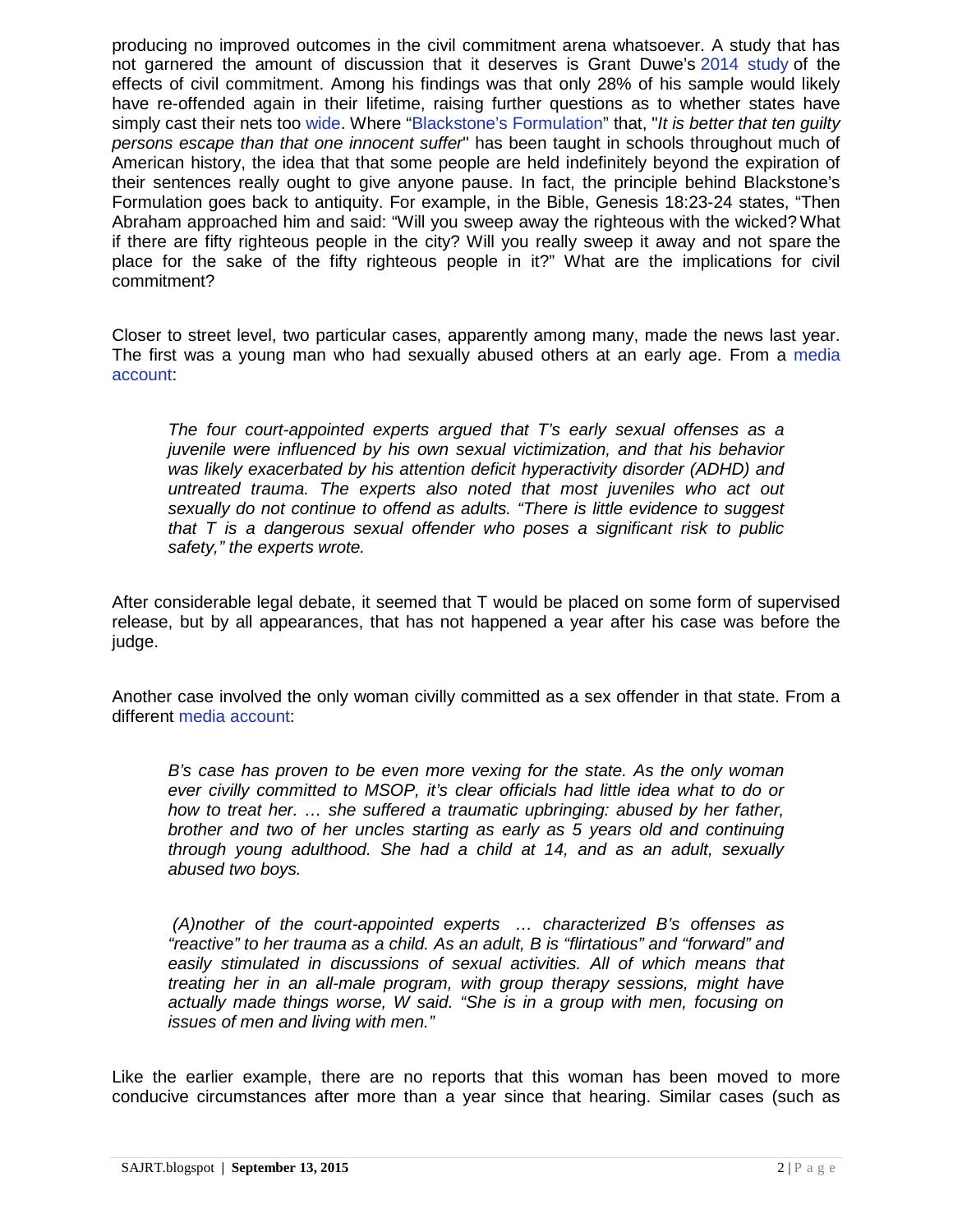producing no improved outcomes in the civil commitment arena whatsoever. A study that has not garnered the amount of discussion that it deserves is Grant Duwe's 2014 study of the effects of civil commitment. Among his findings was that only 28% of his sample would likely have re-offended again in their lifetime, raising further questions as to whether states have simply cast their nets too wide. Where "Blackstone's Formulation" that, "*It is better that ten guilty persons escape than that one innocent suffer*" has been taught in schools throughout much of American history, the idea that that some people are held indefinitely beyond the expiration of their sentences really ought to give anyone pause. In fact, the principle behind Blackstone's Formulation goes back to antiquity. For example, in the Bible, Genesis 18:23-24 states, "Then Abraham approached him and said: "Will you sweep away the righteous with the wicked? What if there are fifty righteous people in the city? Will you really sweep it away and not spare the place for the sake of the fifty righteous people in it?" What are the implications for civil commitment?

Closer to street level, two particular cases, apparently among many, made the news last year. The first was a young man who had sexually abused others at an early age. From a media account:

> *The four court-appointed experts argued that T's early sexual offenses as a juvenile were influenced by his own sexual victimization, and that his behavior was likely exacerbated by his attention deficit hyperactivity disorder (ADHD) and untreated trauma. The experts also noted that most juveniles who act out sexually do not continue to offend as adults. "There is little evidence to suggest that T is a dangerous sexual offender who poses a significant risk to public safety," the experts wrote.*

After considerable legal debate, it seemed that T would be placed on some form of supervised release, but by all appearances, that has not happened a year after his case was before the judge.

Another case involved the only woman civilly committed as a sex offender in that state. From a different media account:

> *B's case has proven to be even more vexing for the state. As the only woman ever civilly committed to MSOP, it's clear officials had little idea what to do or how to treat her. … she suffered a traumatic upbringing: abused by her father, brother and two of her uncles starting as early as 5 years old and continuing through young adulthood. She had a child at 14, and as an adult, sexually abused two boys.*
>
> *(A)nother of the court-appointed experts … characterized B's offenses as "reactive" to her trauma as a child. As an adult, B is "flirtatious" and "forward" and easily stimulated in discussions of sexual activities. All of which means that treating her in an all-male program, with group therapy sessions, might have actually made things worse, W said. "She is in a group with men, focusing on issues of men and living with men."*

Like the earlier example, there are no reports that this woman has been moved to more conducive circumstances after more than a year since that hearing. Similar cases (such as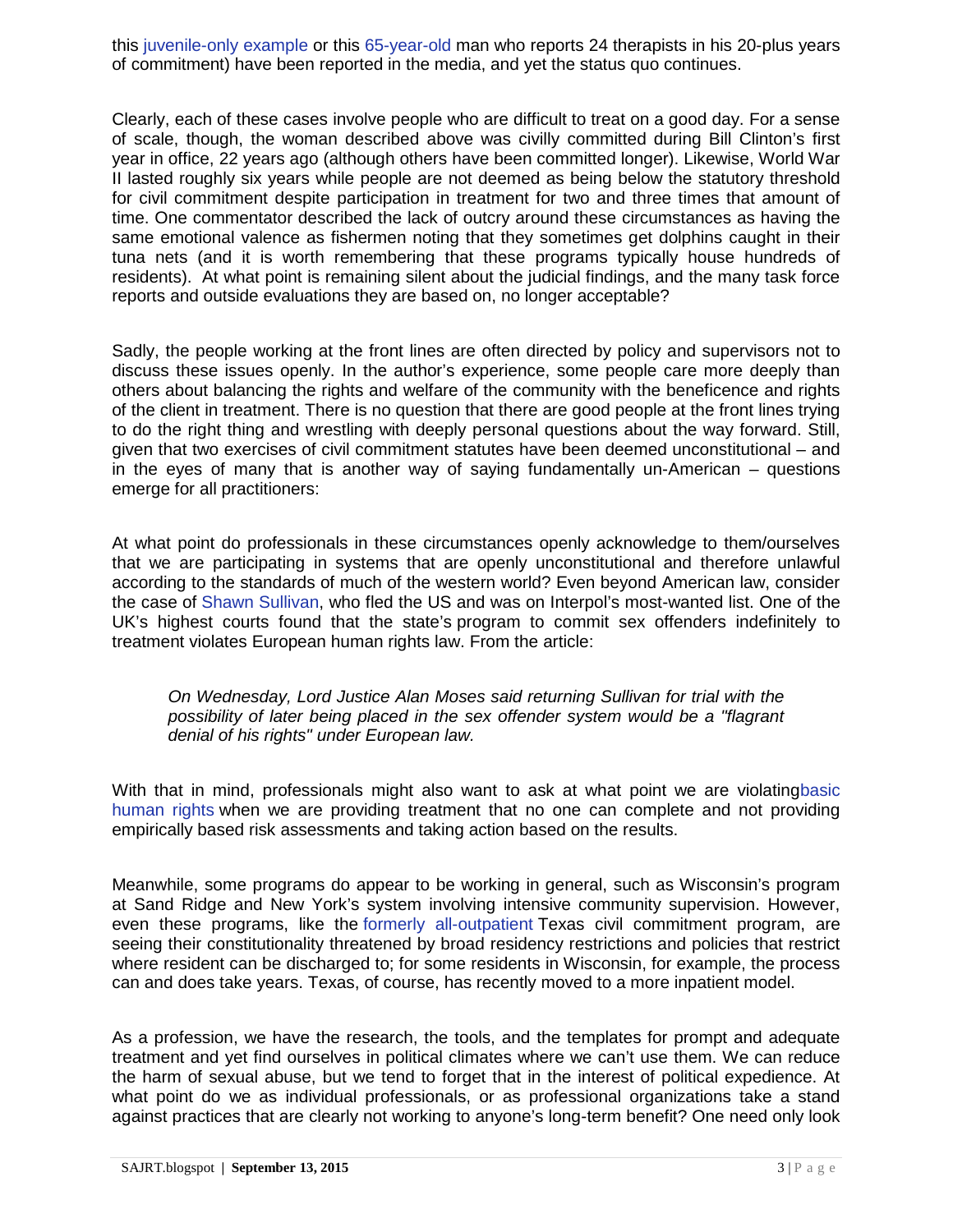this juvenile-only example or this 65-year-old man who reports 24 therapists in his 20-plus years of commitment) have been reported in the media, and yet the status quo continues.

Clearly, each of these cases involve people who are difficult to treat on a good day. For a sense of scale, though, the woman described above was civilly committed during Bill Clinton's first year in office, 22 years ago (although others have been committed longer). Likewise, World War II lasted roughly six years while people are not deemed as being below the statutory threshold for civil commitment despite participation in treatment for two and three times that amount of time. One commentator described the lack of outcry around these circumstances as having the same emotional valence as fishermen noting that they sometimes get dolphins caught in their tuna nets (and it is worth remembering that these programs typically house hundreds of residents). At what point is remaining silent about the judicial findings, and the many task force reports and outside evaluations they are based on, no longer acceptable?

Sadly, the people working at the front lines are often directed by policy and supervisors not to discuss these issues openly. In the author's experience, some people care more deeply than others about balancing the rights and welfare of the community with the beneficence and rights of the client in treatment. There is no question that there are good people at the front lines trying to do the right thing and wrestling with deeply personal questions about the way forward. Still, given that two exercises of civil commitment statutes have been deemed unconstitutional – and in the eyes of many that is another way of saying fundamentally un-American – questions emerge for all practitioners:

At what point do professionals in these circumstances openly acknowledge to them/ourselves that we are participating in systems that are openly unconstitutional and therefore unlawful according to the standards of much of the western world? Even beyond American law, consider the case of Shawn Sullivan, who fled the US and was on Interpol's most-wanted list. One of the UK's highest courts found that the state's program to commit sex offenders indefinitely to treatment violates European human rights law. From the article:

> *On Wednesday, Lord Justice Alan Moses said returning Sullivan for trial with the possibility of later being placed in the sex offender system would be a "flagrant denial of his rights" under European law.*

With that in mind, professionals might also want to ask at what point we are violatingbasic human rights when we are providing treatment that no one can complete and not providing empirically based risk assessments and taking action based on the results.

Meanwhile, some programs do appear to be working in general, such as Wisconsin's program at Sand Ridge and New York's system involving intensive community supervision. However, even these programs, like the formerly all-outpatient Texas civil commitment program, are seeing their constitutionality threatened by broad residency restrictions and policies that restrict where resident can be discharged to; for some residents in Wisconsin, for example, the process can and does take years. Texas, of course, has recently moved to a more inpatient model.

As a profession, we have the research, the tools, and the templates for prompt and adequate treatment and yet find ourselves in political climates where we can't use them. We can reduce the harm of sexual abuse, but we tend to forget that in the interest of political expedience. At what point do we as individual professionals, or as professional organizations take a stand against practices that are clearly not working to anyone's long-term benefit? One need only look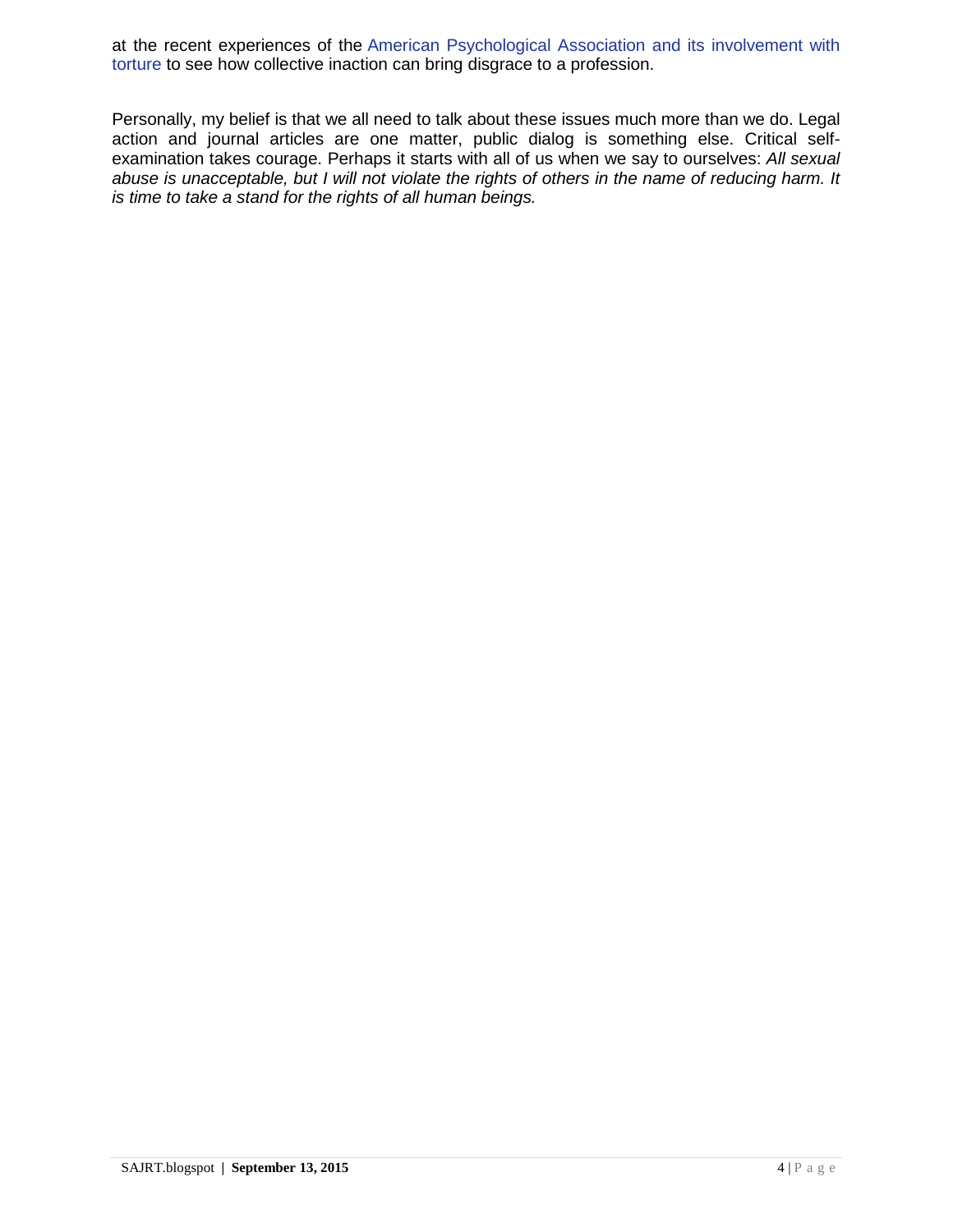at the recent experiences of the American Psychological Association and its involvement with torture to see how collective inaction can bring disgrace to a profession.

Personally, my belief is that we all need to talk about these issues much more than we do. Legal action and journal articles are one matter, public dialog is something else. Critical self-examination takes courage. Perhaps it starts with all of us when we say to ourselves: *All sexual abuse is unacceptable, but I will not violate the rights of others in the name of reducing harm. It is time to take a stand for the rights of all human beings.*